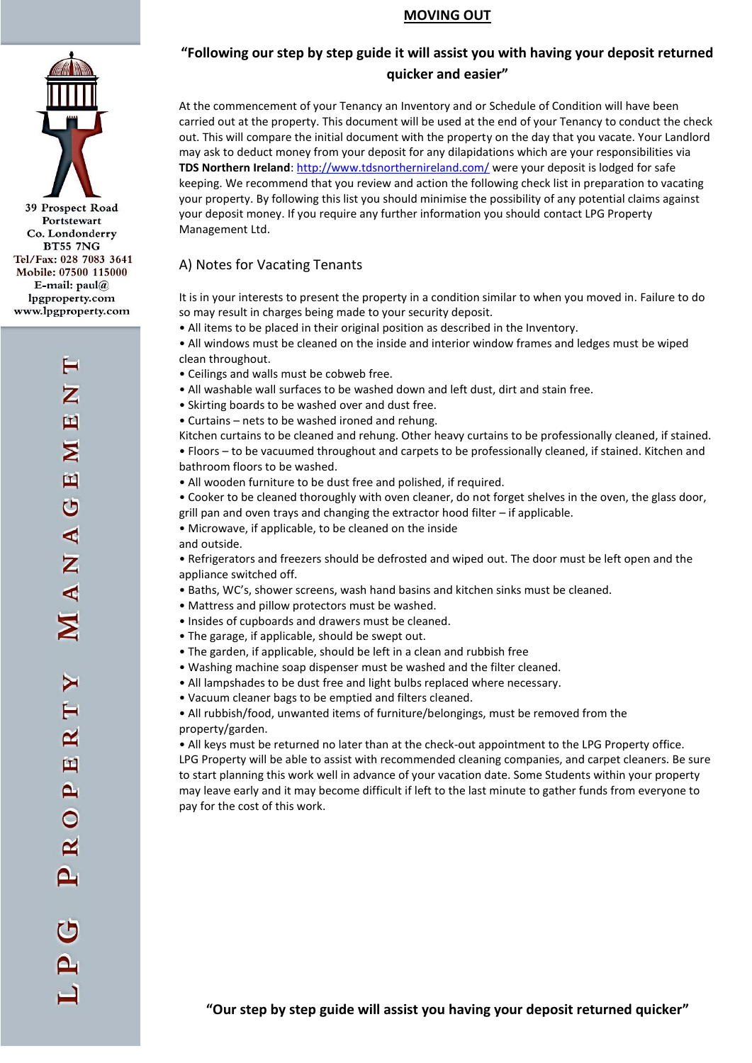39 Prospect Road
Portstewart
Co. Londonderry
BT55 7NG
Tel/Fax: 028 7083 3641
Mobile: 07500 115000
E-mail: paul@lpgproperty.com
www.lpgproperty.com

LPG PROPERTY MANAGEMENT

# MOVING OUT

## "Following our step by step guide it will assist you with having your deposit returned quicker and easier"

At the commencement of your Tenancy an Inventory and or Schedule of Condition will have been carried out at the property. This document will be used at the end of your Tenancy to conduct the check out. This will compare the initial document with the property on the day that you vacate. Your Landlord may ask to deduct money from your deposit for any dilapidations which are your responsibilities via **TDS Northern Ireland**: http://www.tdsnorthernireland.com/ were your deposit is lodged for safe keeping. We recommend that you review and action the following check list in preparation to vacating your property. By following this list you should minimise the possibility of any potential claims against your deposit money. If you require any further information you should contact LPG Property Management Ltd.

## A) Notes for Vacating Tenants

It is in your interests to present the property in a condition similar to when you moved in. Failure to do so may result in charges being made to your security deposit.

- All items to be placed in their original position as described in the Inventory.
- All windows must be cleaned on the inside and interior window frames and ledges must be wiped clean throughout.
- Ceilings and walls must be cobweb free.
- All washable wall surfaces to be washed down and left dust, dirt and stain free.
- Skirting boards to be washed over and dust free.
- Curtains – nets to be washed ironed and rehung.

Kitchen curtains to be cleaned and rehung. Other heavy curtains to be professionally cleaned, if stained.

- Floors – to be vacuumed throughout and carpets to be professionally cleaned, if stained. Kitchen and bathroom floors to be washed.
- All wooden furniture to be dust free and polished, if required.
- Cooker to be cleaned thoroughly with oven cleaner, do not forget shelves in the oven, the glass door, grill pan and oven trays and changing the extractor hood filter – if applicable.
- Microwave, if applicable, to be cleaned on the inside and outside.
- Refrigerators and freezers should be defrosted and wiped out. The door must be left open and the appliance switched off.
- Baths, WC's, shower screens, wash hand basins and kitchen sinks must be cleaned.
- Mattress and pillow protectors must be washed.
- Insides of cupboards and drawers must be cleaned.
- The garage, if applicable, should be swept out.
- The garden, if applicable, should be left in a clean and rubbish free
- Washing machine soap dispenser must be washed and the filter cleaned.
- All lampshades to be dust free and light bulbs replaced where necessary.
- Vacuum cleaner bags to be emptied and filters cleaned.
- All rubbish/food, unwanted items of furniture/belongings, must be removed from the property/garden.
- All keys must be returned no later than at the check-out appointment to the LPG Property office.

LPG Property will be able to assist with recommended cleaning companies, and carpet cleaners. Be sure to start planning this work well in advance of your vacation date. Some Students within your property may leave early and it may become difficult if left to the last minute to gather funds from everyone to pay for the cost of this work.

**"Our step by step guide will assist you having your deposit returned quicker"**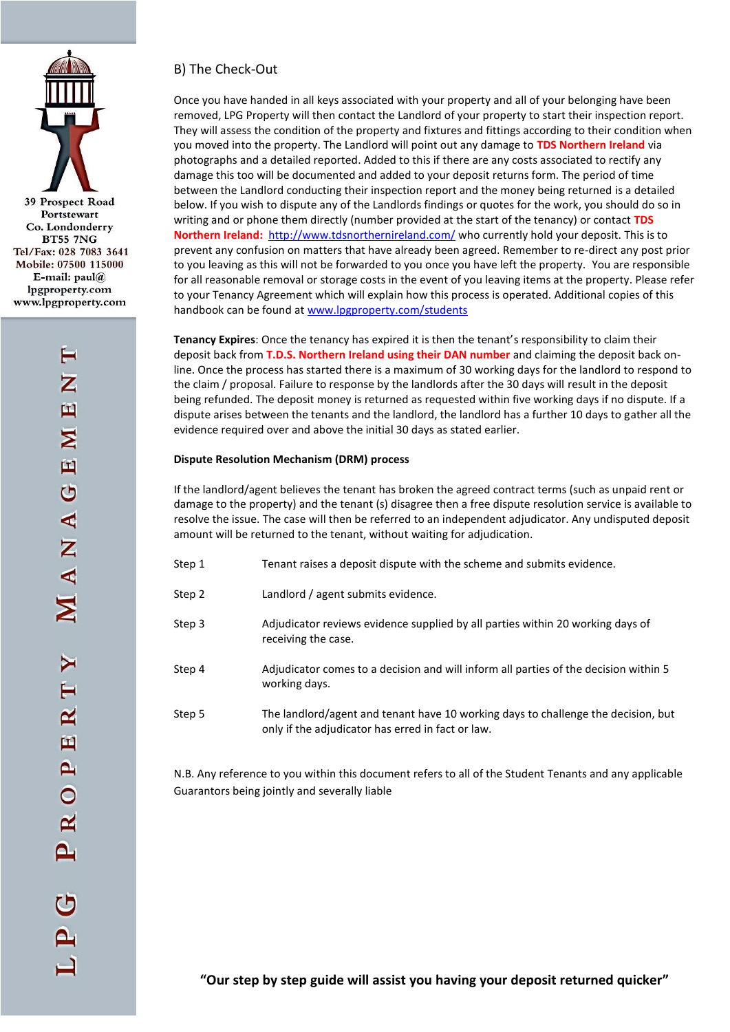39 Prospect Road
Portstewart
Co. Londonderry
BT55 7NG
Tel/Fax: 028 7083 3641
Mobile: 07500 115000
E-mail: paul@lpgproperty.com
www.lpgproperty.com

LPG PROPERTY MANAGEMENT

## B) The Check-Out

Once you have handed in all keys associated with your property and all of your belonging have been removed, LPG Property will then contact the Landlord of your property to start their inspection report. They will assess the condition of the property and fixtures and fittings according to their condition when you moved into the property. The Landlord will point out any damage to **TDS Northern Ireland** via photographs and a detailed reported. Added to this if there are any costs associated to rectify any damage this too will be documented and added to your deposit returns form. The period of time between the Landlord conducting their inspection report and the money being returned is a detailed below. If you wish to dispute any of the Landlords findings or quotes for the work, you should do so in writing and or phone them directly (number provided at the start of the tenancy) or contact **TDS Northern Ireland:** http://www.tdsnorthernireland.com/ who currently hold your deposit. This is to prevent any confusion on matters that have already been agreed. Remember to re-direct any post prior to you leaving as this will not be forwarded to you once you have left the property. You are responsible for all reasonable removal or storage costs in the event of you leaving items at the property. Please refer to your Tenancy Agreement which will explain how this process is operated. Additional copies of this handbook can be found at www.lpgproperty.com/students

**Tenancy Expires**: Once the tenancy has expired it is then the tenant's responsibility to claim their deposit back from **T.D.S. Northern Ireland using their DAN number** and claiming the deposit back on-line. Once the process has started there is a maximum of 30 working days for the landlord to respond to the claim / proposal. Failure to response by the landlords after the 30 days will result in the deposit being refunded. The deposit money is returned as requested within five working days if no dispute. If a dispute arises between the tenants and the landlord, the landlord has a further 10 days to gather all the evidence required over and above the initial 30 days as stated earlier.

**Dispute Resolution Mechanism (DRM) process**

If the landlord/agent believes the tenant has broken the agreed contract terms (such as unpaid rent or damage to the property) and the tenant (s) disagree then a free dispute resolution service is available to resolve the issue. The case will then be referred to an independent adjudicator. Any undisputed deposit amount will be returned to the tenant, without waiting for adjudication.

| | |
|---|---|
| Step 1 | Tenant raises a deposit dispute with the scheme and submits evidence. |
| Step 2 | Landlord / agent submits evidence. |
| Step 3 | Adjudicator reviews evidence supplied by all parties within 20 working days of receiving the case. |
| Step 4 | Adjudicator comes to a decision and will inform all parties of the decision within 5 working days. |
| Step 5 | The landlord/agent and tenant have 10 working days to challenge the decision, but only if the adjudicator has erred in fact or law. |

N.B. Any reference to you within this document refers to all of the Student Tenants and any applicable Guarantors being jointly and severally liable

**"Our step by step guide will assist you having your deposit returned quicker"**